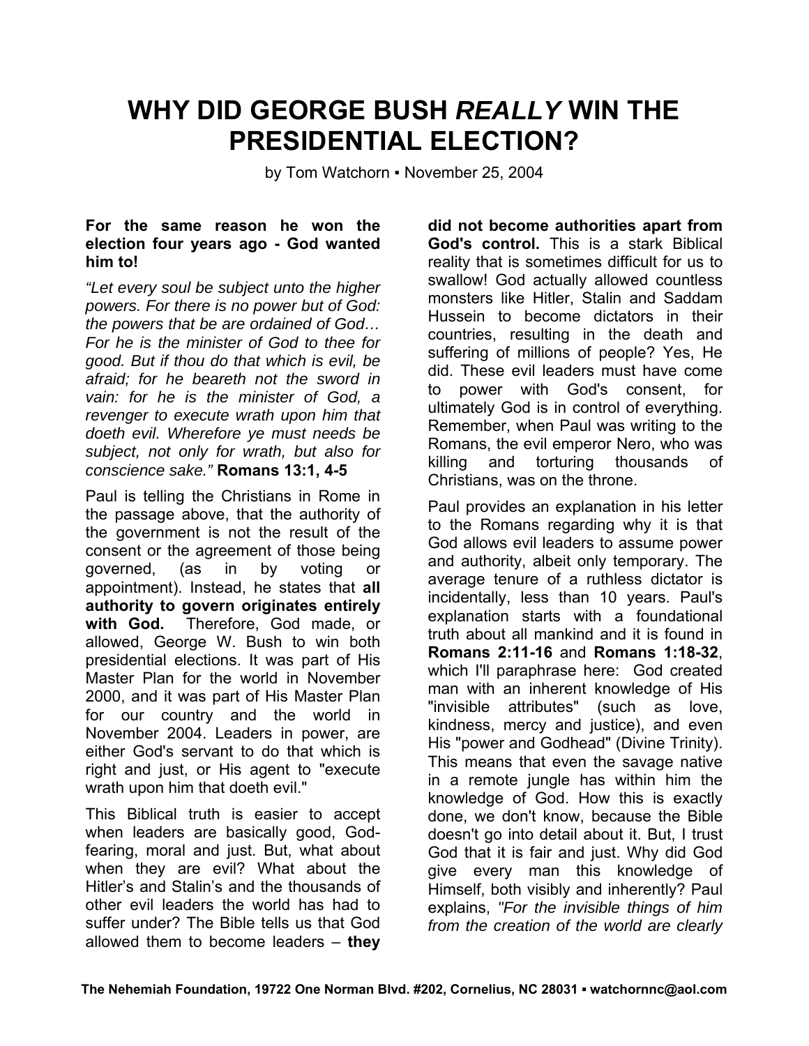# WHY DID GEORGE BUSH *REALLY* WIN THE PRESIDENTIAL ELECTION?

by Tom Watchorn ▪ November 25, 2004

**For the same reason he won the election four years ago - God wanted him to!**

*"Let every soul be subject unto the higher powers. For there is no power but of God: the powers that be are ordained of God… For he is the minister of God to thee for good. But if thou do that which is evil, be afraid; for he beareth not the sword in vain: for he is the minister of God, a revenger to execute wrath upon him that doeth evil. Wherefore ye must needs be subject, not only for wrath, but also for conscience sake."* **Romans 13:1, 4-5**

Paul is telling the Christians in Rome in the passage above, that the authority of the government is not the result of the consent or the agreement of those being governed, (as in by voting or appointment). Instead, he states that **all authority to govern originates entirely with God.** Therefore, God made, or allowed, George W. Bush to win both presidential elections. It was part of His Master Plan for the world in November 2000, and it was part of His Master Plan for our country and the world in November 2004. Leaders in power, are either God's servant to do that which is right and just, or His agent to "execute wrath upon him that doeth evil."

This Biblical truth is easier to accept when leaders are basically good, God-fearing, moral and just. But, what about when they are evil? What about the Hitler's and Stalin's and the thousands of other evil leaders the world has had to suffer under? The Bible tells us that God allowed them to become leaders – **they did not become authorities apart from God's control.** This is a stark Biblical reality that is sometimes difficult for us to swallow! God actually allowed countless monsters like Hitler, Stalin and Saddam Hussein to become dictators in their countries, resulting in the death and suffering of millions of people? Yes, He did. These evil leaders must have come to power with God's consent, for ultimately God is in control of everything. Remember, when Paul was writing to the Romans, the evil emperor Nero, who was killing and torturing thousands of Christians, was on the throne.

Paul provides an explanation in his letter to the Romans regarding why it is that God allows evil leaders to assume power and authority, albeit only temporary. The average tenure of a ruthless dictator is incidentally, less than 10 years. Paul's explanation starts with a foundational truth about all mankind and it is found in **Romans 2:11-16** and **Romans 1:18-32**, which I'll paraphrase here: God created man with an inherent knowledge of His "invisible attributes" (such as love, kindness, mercy and justice), and even His "power and Godhead" (Divine Trinity). This means that even the savage native in a remote jungle has within him the knowledge of God. How this is exactly done, we don't know, because the Bible doesn't go into detail about it. But, I trust God that it is fair and just. Why did God give every man this knowledge of Himself, both visibly and inherently? Paul explains, *"For the invisible things of him from the creation of the world are clearly*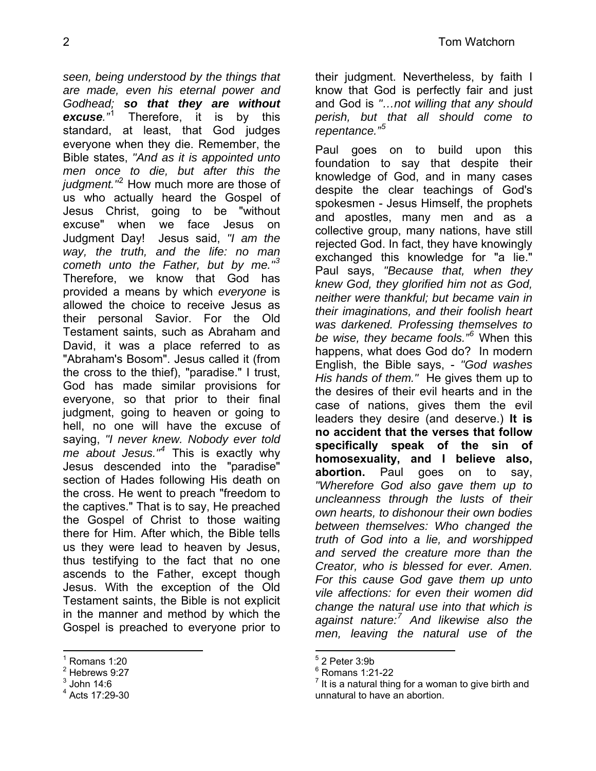*seen, being understood by the things that are made, even his eternal power and Godhead;* ***so that they are without excuse****."*[1] Therefore, it is by this standard, at least, that God judges everyone when they die. Remember, the Bible states, *"And as it is appointed unto men once to die, but after this the judgment."*[2] How much more are those of us who actually heard the Gospel of Jesus Christ, going to be "without excuse" when we face Jesus on Judgment Day! Jesus said, *"I am the way, the truth, and the life: no man cometh unto the Father, but by me."*[3] Therefore, we know that God has provided a means by which *everyone* is allowed the choice to receive Jesus as their personal Savior. For the Old Testament saints, such as Abraham and David, it was a place referred to as "Abraham's Bosom". Jesus called it (from the cross to the thief), "paradise." I trust, God has made similar provisions for everyone, so that prior to their final judgment, going to heaven or going to hell, no one will have the excuse of saying, *"I never knew. Nobody ever told me about Jesus."*[4] This is exactly why Jesus descended into the "paradise" section of Hades following His death on the cross. He went to preach "freedom to the captives." That is to say, He preached the Gospel of Christ to those waiting there for Him. After which, the Bible tells us they were lead to heaven by Jesus, thus testifying to the fact that no one ascends to the Father, except though Jesus. With the exception of the Old Testament saints, the Bible is not explicit in the manner and method by which the Gospel is preached to everyone prior to their judgment. Nevertheless, by faith I know that God is perfectly fair and just and God is *"…not willing that any should perish, but that all should come to repentance."*[5]

Paul goes on to build upon this foundation to say that despite their knowledge of God, and in many cases despite the clear teachings of God's spokesmen - Jesus Himself, the prophets and apostles, many men and as a collective group, many nations, have still rejected God. In fact, they have knowingly exchanged this knowledge for "a lie." Paul says, *"Because that, when they knew God, they glorified him not as God, neither were thankful; but became vain in their imaginations, and their foolish heart was darkened. Professing themselves to be wise, they became fools."*[6] When this happens, what does God do? In modern English, the Bible says, - *"God washes His hands of them."* He gives them up to the desires of their evil hearts and in the case of nations, gives them the evil leaders they desire (and deserve.) **It is no accident that the verses that follow specifically speak of the sin of homosexuality, and I believe also, abortion.** Paul goes on to say, *"Wherefore God also gave them up to uncleanness through the lusts of their own hearts, to dishonour their own bodies between themselves: Who changed the truth of God into a lie, and worshipped and served the creature more than the Creator, who is blessed for ever. Amen. For this cause God gave them up unto vile affections: for even their women did change the natural use into that which is against nature:*[7] *And likewise also the men, leaving the natural use of the*

---

[1] Romans 1:20
[2] Hebrews 9:27
[3] John 14:6
[4] Acts 17:29-30
[5] 2 Peter 3:9b
[6] Romans 1:21-22
[7] It is a natural thing for a woman to give birth and unnatural to have an abortion.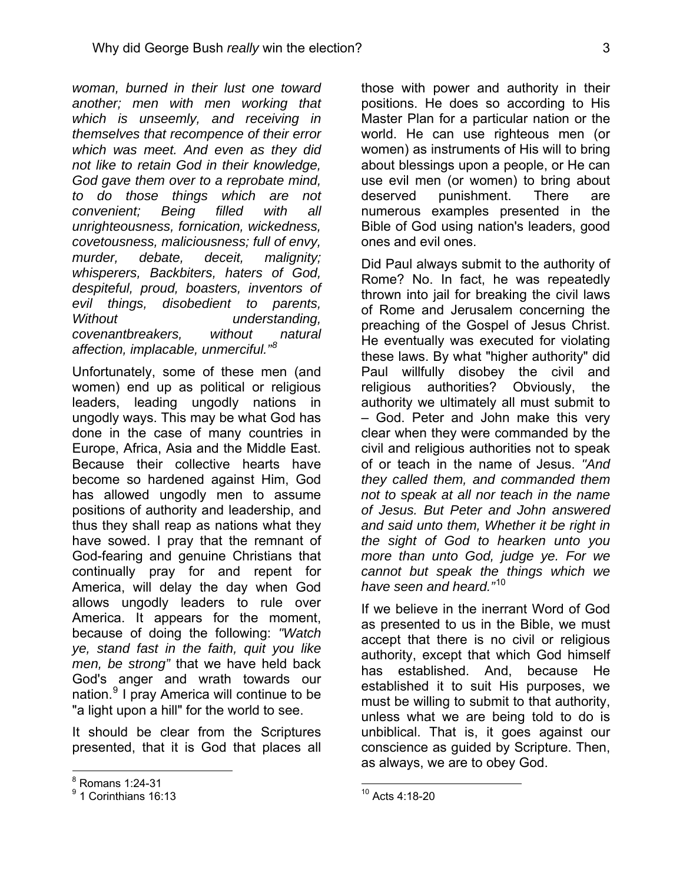*woman, burned in their lust one toward another; men with men working that which is unseemly, and receiving in themselves that recompence of their error which was meet. And even as they did not like to retain God in their knowledge, God gave them over to a reprobate mind, to do those things which are not convenient; Being filled with all unrighteousness, fornication, wickedness, covetousness, maliciousness; full of envy, murder, debate, deceit, malignity; whisperers, Backbiters, haters of God, despiteful, proud, boasters, inventors of evil things, disobedient to parents, Without understanding, covenantbreakers, without natural affection, implacable, unmerciful."*[8]

Unfortunately, some of these men (and women) end up as political or religious leaders, leading ungodly nations in ungodly ways. This may be what God has done in the case of many countries in Europe, Africa, Asia and the Middle East. Because their collective hearts have become so hardened against Him, God has allowed ungodly men to assume positions of authority and leadership, and thus they shall reap as nations what they have sowed. I pray that the remnant of God-fearing and genuine Christians that continually pray for and repent for America, will delay the day when God allows ungodly leaders to rule over America. It appears for the moment, because of doing the following: *"Watch ye, stand fast in the faith, quit you like men, be strong"* that we have held back God's anger and wrath towards our nation.[9] I pray America will continue to be "a light upon a hill" for the world to see.

It should be clear from the Scriptures presented, that it is God that places all those with power and authority in their positions. He does so according to His Master Plan for a particular nation or the world. He can use righteous men (or women) as instruments of His will to bring about blessings upon a people, or He can use evil men (or women) to bring about deserved punishment. There are numerous examples presented in the Bible of God using nation's leaders, good ones and evil ones.

Did Paul always submit to the authority of Rome? No. In fact, he was repeatedly thrown into jail for breaking the civil laws of Rome and Jerusalem concerning the preaching of the Gospel of Jesus Christ. He eventually was executed for violating these laws. By what "higher authority" did Paul willfully disobey the civil and religious authorities? Obviously, the authority we ultimately all must submit to – God. Peter and John make this very clear when they were commanded by the civil and religious authorities not to speak of or teach in the name of Jesus. *"And they called them, and commanded them not to speak at all nor teach in the name of Jesus. But Peter and John answered and said unto them, Whether it be right in the sight of God to hearken unto you more than unto God, judge ye. For we cannot but speak the things which we have seen and heard."*[10]

If we believe in the inerrant Word of God as presented to us in the Bible, we must accept that there is no civil or religious authority, except that which God himself has established. And, because He established it to suit His purposes, we must be willing to submit to that authority, unless what we are being told to do is unbiblical. That is, it goes against our conscience as guided by Scripture. Then, as always, we are to obey God.

---

[8] Romans 1:24-31

[9] 1 Corinthians 16:13

[10] Acts 4:18-20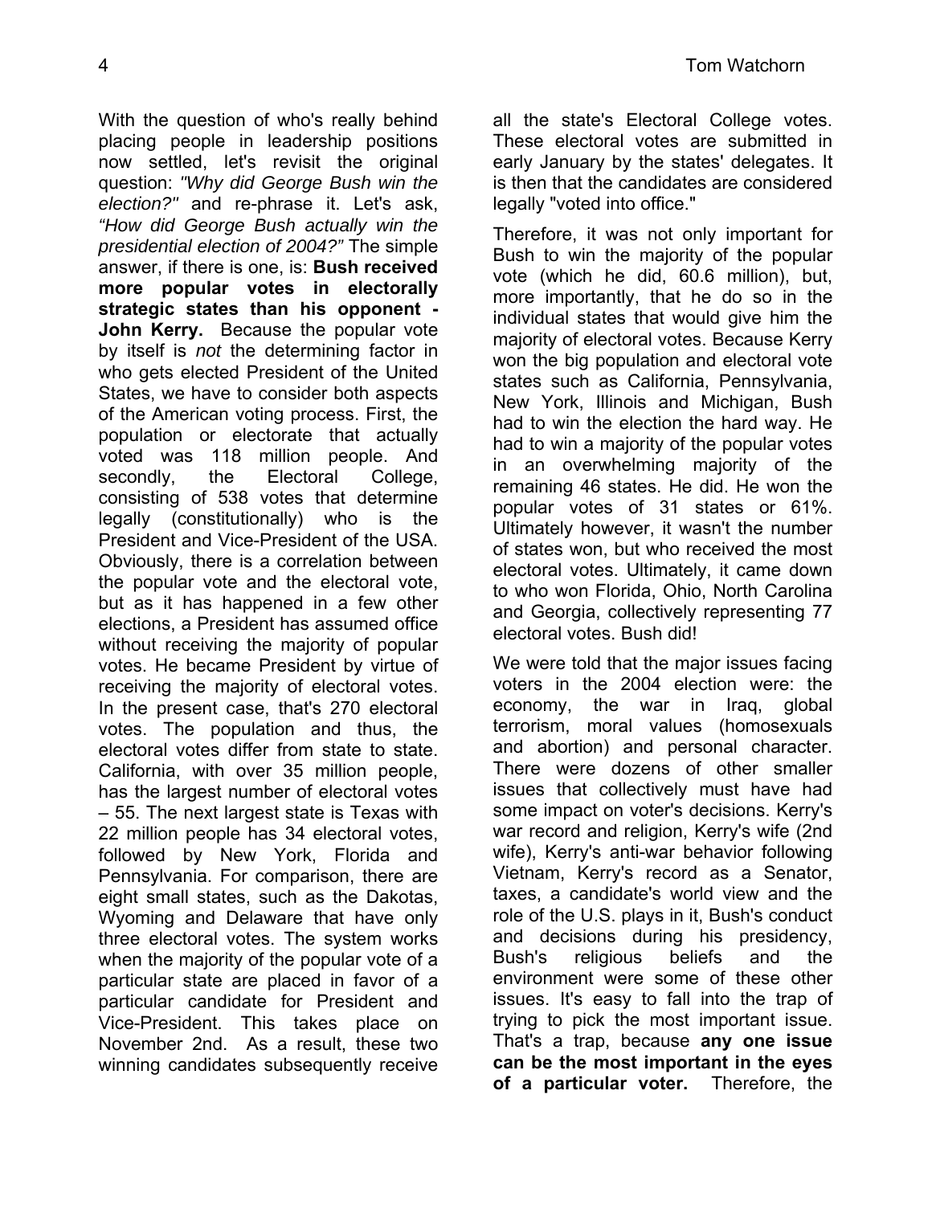With the question of who's really behind placing people in leadership positions now settled, let's revisit the original question: *"Why did George Bush win the election?"* and re-phrase it. Let's ask, *"How did George Bush actually win the presidential election of 2004?"* The simple answer, if there is one, is: **Bush received more popular votes in electorally strategic states than his opponent - John Kerry.** Because the popular vote by itself is *not* the determining factor in who gets elected President of the United States, we have to consider both aspects of the American voting process. First, the population or electorate that actually voted was 118 million people. And secondly, the Electoral College, consisting of 538 votes that determine legally (constitutionally) who is the President and Vice-President of the USA. Obviously, there is a correlation between the popular vote and the electoral vote, but as it has happened in a few other elections, a President has assumed office without receiving the majority of popular votes. He became President by virtue of receiving the majority of electoral votes. In the present case, that's 270 electoral votes. The population and thus, the electoral votes differ from state to state. California, with over 35 million people, has the largest number of electoral votes – 55. The next largest state is Texas with 22 million people has 34 electoral votes, followed by New York, Florida and Pennsylvania. For comparison, there are eight small states, such as the Dakotas, Wyoming and Delaware that have only three electoral votes. The system works when the majority of the popular vote of a particular state are placed in favor of a particular candidate for President and Vice-President. This takes place on November 2nd. As a result, these two winning candidates subsequently receive all the state's Electoral College votes. These electoral votes are submitted in early January by the states' delegates. It is then that the candidates are considered legally "voted into office."

Therefore, it was not only important for Bush to win the majority of the popular vote (which he did, 60.6 million), but, more importantly, that he do so in the individual states that would give him the majority of electoral votes. Because Kerry won the big population and electoral vote states such as California, Pennsylvania, New York, Illinois and Michigan, Bush had to win the election the hard way. He had to win a majority of the popular votes in an overwhelming majority of the remaining 46 states. He did. He won the popular votes of 31 states or 61%. Ultimately however, it wasn't the number of states won, but who received the most electoral votes. Ultimately, it came down to who won Florida, Ohio, North Carolina and Georgia, collectively representing 77 electoral votes. Bush did!

We were told that the major issues facing voters in the 2004 election were: the economy, the war in Iraq, global terrorism, moral values (homosexuals and abortion) and personal character. There were dozens of other smaller issues that collectively must have had some impact on voter's decisions. Kerry's war record and religion, Kerry's wife (2nd wife), Kerry's anti-war behavior following Vietnam, Kerry's record as a Senator, taxes, a candidate's world view and the role of the U.S. plays in it, Bush's conduct and decisions during his presidency, Bush's religious beliefs and the environment were some of these other issues. It's easy to fall into the trap of trying to pick the most important issue. That's a trap, because **any one issue can be the most important in the eyes of a particular voter.** Therefore, the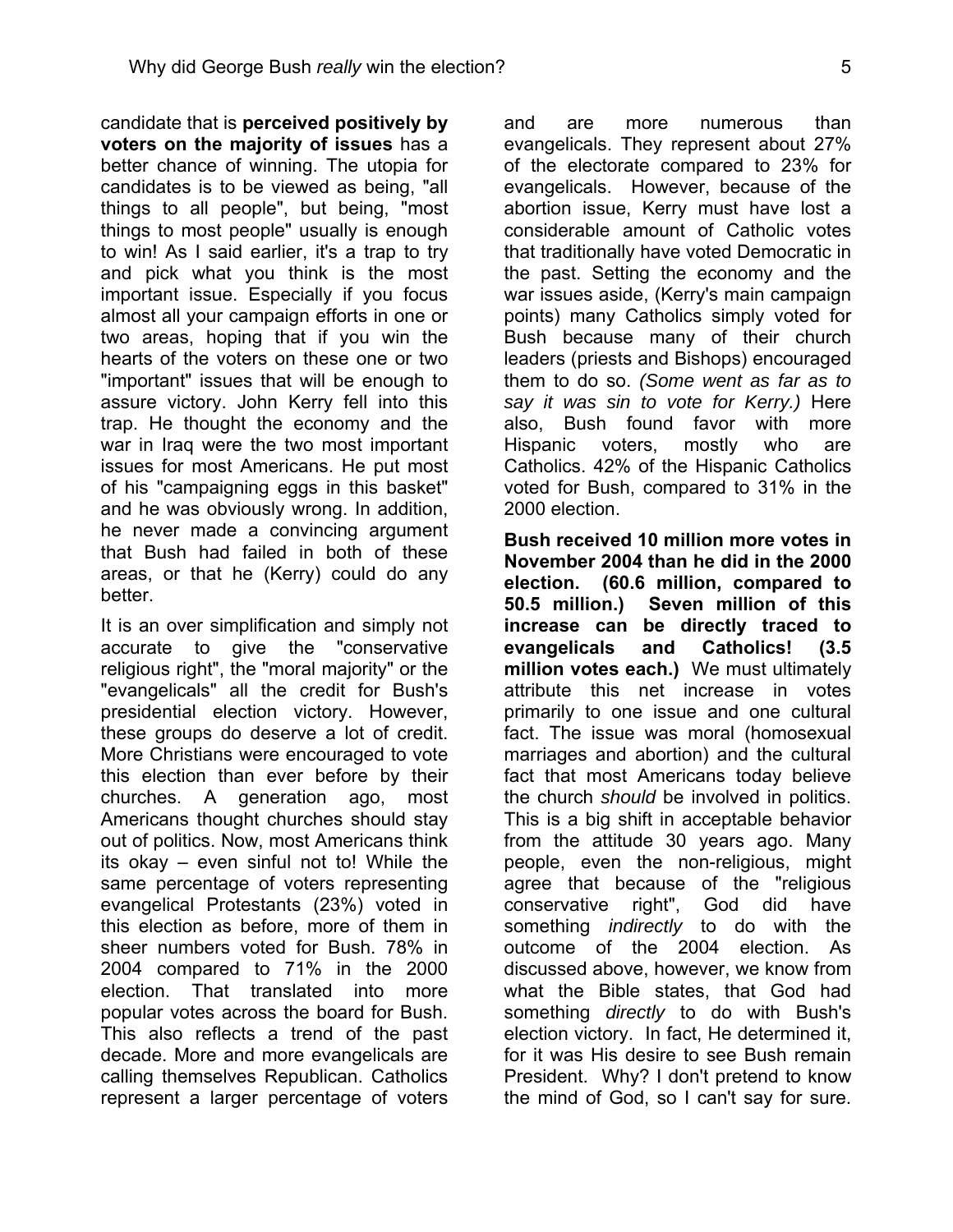candidate that is **perceived positively by voters on the majority of issues** has a better chance of winning. The utopia for candidates is to be viewed as being, "all things to all people", but being, "most things to most people" usually is enough to win! As I said earlier, it's a trap to try and pick what you think is the most important issue. Especially if you focus almost all your campaign efforts in one or two areas, hoping that if you win the hearts of the voters on these one or two "important" issues that will be enough to assure victory. John Kerry fell into this trap. He thought the economy and the war in Iraq were the two most important issues for most Americans. He put most of his "campaigning eggs in this basket" and he was obviously wrong. In addition, he never made a convincing argument that Bush had failed in both of these areas, or that he (Kerry) could do any better.

It is an over simplification and simply not accurate to give the "conservative religious right", the "moral majority" or the "evangelicals" all the credit for Bush's presidential election victory. However, these groups do deserve a lot of credit. More Christians were encouraged to vote this election than ever before by their churches. A generation ago, most Americans thought churches should stay out of politics. Now, most Americans think its okay – even sinful not to! While the same percentage of voters representing evangelical Protestants (23%) voted in this election as before, more of them in sheer numbers voted for Bush. 78% in 2004 compared to 71% in the 2000 election. That translated into more popular votes across the board for Bush. This also reflects a trend of the past decade. More and more evangelicals are calling themselves Republican. Catholics represent a larger percentage of voters and are more numerous than evangelicals. They represent about 27% of the electorate compared to 23% for evangelicals. However, because of the abortion issue, Kerry must have lost a considerable amount of Catholic votes that traditionally have voted Democratic in the past. Setting the economy and the war issues aside, (Kerry's main campaign points) many Catholics simply voted for Bush because many of their church leaders (priests and Bishops) encouraged them to do so. *(Some went as far as to say it was sin to vote for Kerry.)* Here also, Bush found favor with more Hispanic voters, mostly who are Catholics. 42% of the Hispanic Catholics voted for Bush, compared to 31% in the 2000 election.

**Bush received 10 million more votes in November 2004 than he did in the 2000 election. (60.6 million, compared to 50.5 million.) Seven million of this increase can be directly traced to evangelicals and Catholics! (3.5 million votes each.)** We must ultimately attribute this net increase in votes primarily to one issue and one cultural fact. The issue was moral (homosexual marriages and abortion) and the cultural fact that most Americans today believe the church *should* be involved in politics. This is a big shift in acceptable behavior from the attitude 30 years ago. Many people, even the non-religious, might agree that because of the "religious conservative right", God did have something *indirectly* to do with the outcome of the 2004 election. As discussed above, however, we know from what the Bible states, that God had something *directly* to do with Bush's election victory. In fact, He determined it, for it was His desire to see Bush remain President. Why? I don't pretend to know the mind of God, so I can't say for sure.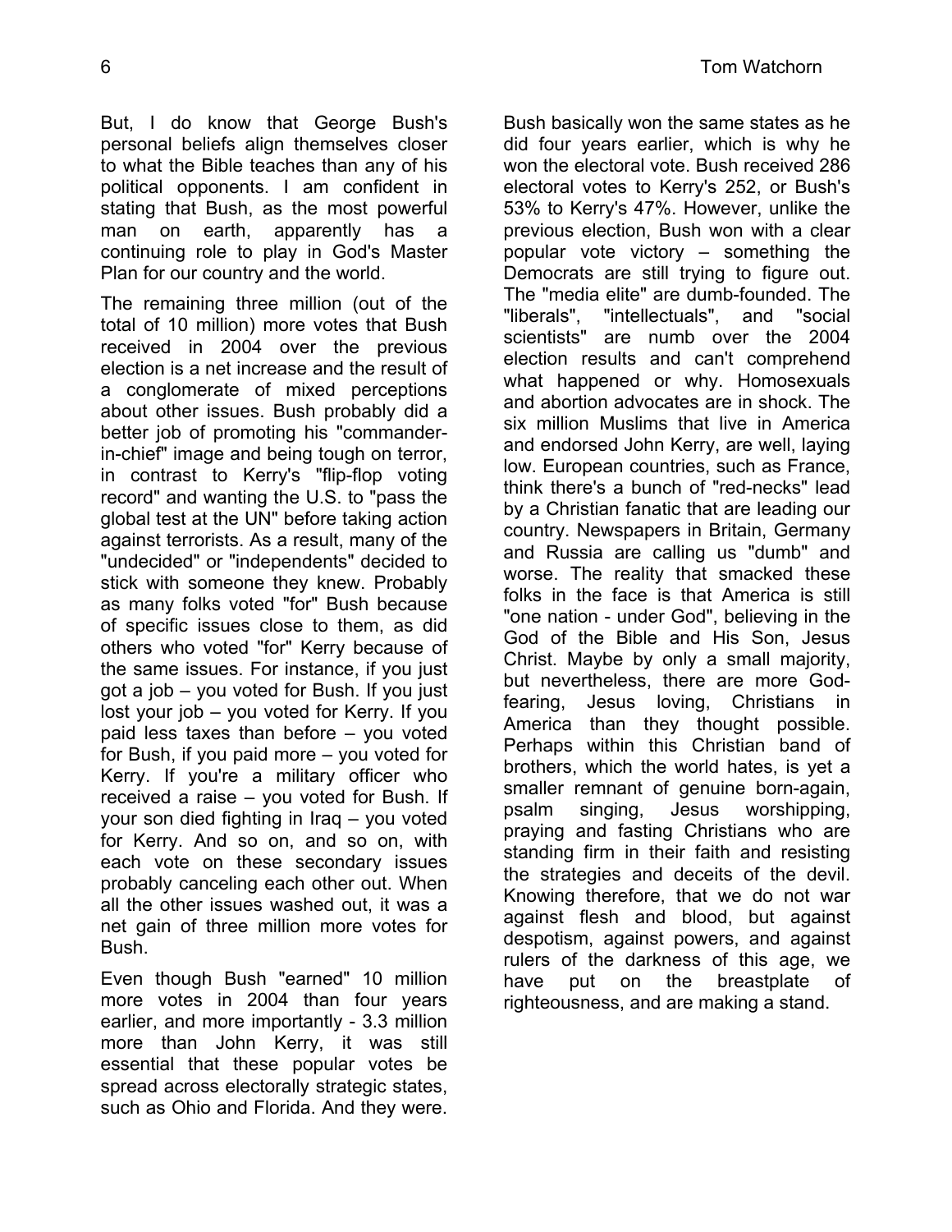But, I do know that George Bush's personal beliefs align themselves closer to what the Bible teaches than any of his political opponents. I am confident in stating that Bush, as the most powerful man on earth, apparently has a continuing role to play in God's Master Plan for our country and the world.

The remaining three million (out of the total of 10 million) more votes that Bush received in 2004 over the previous election is a net increase and the result of a conglomerate of mixed perceptions about other issues. Bush probably did a better job of promoting his "commander-in-chief" image and being tough on terror, in contrast to Kerry's "flip-flop voting record" and wanting the U.S. to "pass the global test at the UN" before taking action against terrorists. As a result, many of the "undecided" or "independents" decided to stick with someone they knew. Probably as many folks voted "for" Bush because of specific issues close to them, as did others who voted "for" Kerry because of the same issues. For instance, if you just got a job – you voted for Bush. If you just lost your job – you voted for Kerry. If you paid less taxes than before – you voted for Bush, if you paid more – you voted for Kerry. If you're a military officer who received a raise – you voted for Bush. If your son died fighting in Iraq – you voted for Kerry. And so on, and so on, with each vote on these secondary issues probably canceling each other out. When all the other issues washed out, it was a net gain of three million more votes for Bush.

Even though Bush "earned" 10 million more votes in 2004 than four years earlier, and more importantly - 3.3 million more than John Kerry, it was still essential that these popular votes be spread across electorally strategic states, such as Ohio and Florida. And they were. Bush basically won the same states as he did four years earlier, which is why he won the electoral vote. Bush received 286 electoral votes to Kerry's 252, or Bush's 53% to Kerry's 47%. However, unlike the previous election, Bush won with a clear popular vote victory – something the Democrats are still trying to figure out. The "media elite" are dumb-founded. The "liberals", "intellectuals", and "social scientists" are numb over the 2004 election results and can't comprehend what happened or why. Homosexuals and abortion advocates are in shock. The six million Muslims that live in America and endorsed John Kerry, are well, laying low. European countries, such as France, think there's a bunch of "red-necks" lead by a Christian fanatic that are leading our country. Newspapers in Britain, Germany and Russia are calling us "dumb" and worse. The reality that smacked these folks in the face is that America is still "one nation - under God", believing in the God of the Bible and His Son, Jesus Christ. Maybe by only a small majority, but nevertheless, there are more God-fearing, Jesus loving, Christians in America than they thought possible. Perhaps within this Christian band of brothers, which the world hates, is yet a smaller remnant of genuine born-again, psalm singing, Jesus worshipping, praying and fasting Christians who are standing firm in their faith and resisting the strategies and deceits of the devil. Knowing therefore, that we do not war against flesh and blood, but against despotism, against powers, and against rulers of the darkness of this age, we have put on the breastplate of righteousness, and are making a stand.